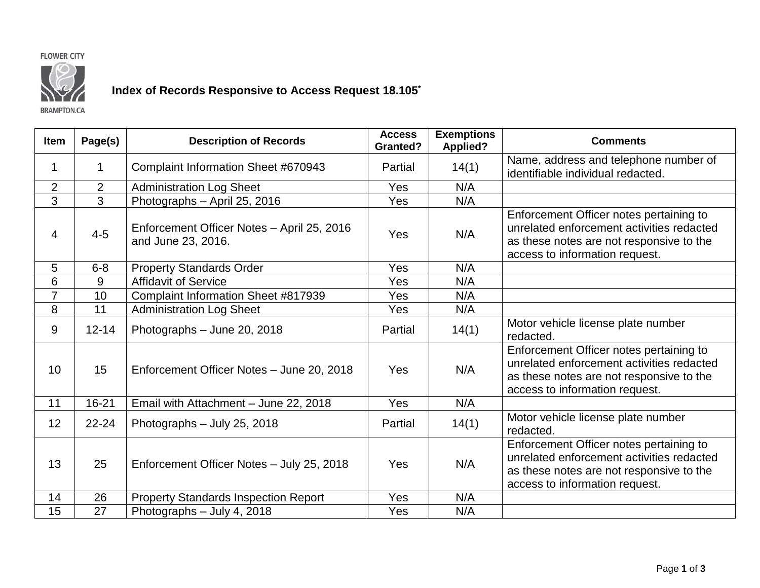FLOWER CITY

BRAMPTON.CA

## Index of Records Responsive to Access Request 18.105*

| Item | Page(s) | Description of Records | Access Granted? | Exemptions Applied? | Comments |
|---|---|---|---|---|---|
| 1 | 1 | Complaint Information Sheet #670943 | Partial | 14(1) | Name, address and telephone number of identifiable individual redacted. |
| 2 | 2 | Administration Log Sheet | Yes | N/A | |
| 3 | 3 | Photographs – April 25, 2016 | Yes | N/A | |
| 4 | 4-5 | Enforcement Officer Notes – April 25, 2016 and June 23, 2016. | Yes | N/A | Enforcement Officer notes pertaining to unrelated enforcement activities redacted as these notes are not responsive to the access to information request. |
| 5 | 6-8 | Property Standards Order | Yes | N/A | |
| 6 | 9 | Affidavit of Service | Yes | N/A | |
| 7 | 10 | Complaint Information Sheet #817939 | Yes | N/A | |
| 8 | 11 | Administration Log Sheet | Yes | N/A | |
| 9 | 12-14 | Photographs – June 20, 2018 | Partial | 14(1) | Motor vehicle license plate number redacted. |
| 10 | 15 | Enforcement Officer Notes – June 20, 2018 | Yes | N/A | Enforcement Officer notes pertaining to unrelated enforcement activities redacted as these notes are not responsive to the access to information request. |
| 11 | 16-21 | Email with Attachment – June 22, 2018 | Yes | N/A | |
| 12 | 22-24 | Photographs – July 25, 2018 | Partial | 14(1) | Motor vehicle license plate number redacted. |
| 13 | 25 | Enforcement Officer Notes – July 25, 2018 | Yes | N/A | Enforcement Officer notes pertaining to unrelated enforcement activities redacted as these notes are not responsive to the access to information request. |
| 14 | 26 | Property Standards Inspection Report | Yes | N/A | |
| 15 | 27 | Photographs – July 4, 2018 | Yes | N/A | |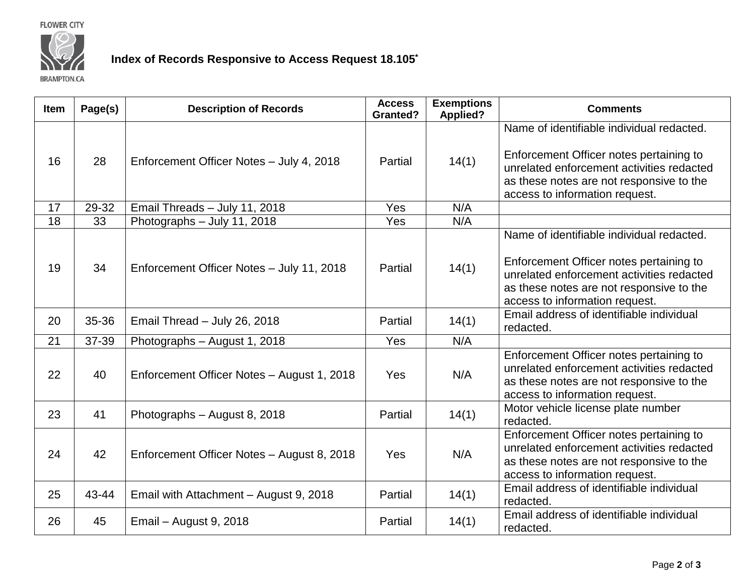FLOWER CITY

BRAMPTON.CA

## Index of Records Responsive to Access Request 18.105*

| Item | Page(s) | Description of Records | Access Granted? | Exemptions Applied? | Comments |
|---|---|---|---|---|---|
| 16 | 28 | Enforcement Officer Notes – July 4, 2018 | Partial | 14(1) | Name of identifiable individual redacted.<br><br>Enforcement Officer notes pertaining to unrelated enforcement activities redacted as these notes are not responsive to the access to information request. |
| 17 | 29-32 | Email Threads – July 11, 2018 | Yes | N/A | |
| 18 | 33 | Photographs – July 11, 2018 | Yes | N/A | |
| 19 | 34 | Enforcement Officer Notes – July 11, 2018 | Partial | 14(1) | Name of identifiable individual redacted.<br><br>Enforcement Officer notes pertaining to unrelated enforcement activities redacted as these notes are not responsive to the access to information request. |
| 20 | 35-36 | Email Thread – July 26, 2018 | Partial | 14(1) | Email address of identifiable individual redacted. |
| 21 | 37-39 | Photographs – August 1, 2018 | Yes | N/A | |
| 22 | 40 | Enforcement Officer Notes – August 1, 2018 | Yes | N/A | Enforcement Officer notes pertaining to unrelated enforcement activities redacted as these notes are not responsive to the access to information request. |
| 23 | 41 | Photographs – August 8, 2018 | Partial | 14(1) | Motor vehicle license plate number redacted. |
| 24 | 42 | Enforcement Officer Notes – August 8, 2018 | Yes | N/A | Enforcement Officer notes pertaining to unrelated enforcement activities redacted as these notes are not responsive to the access to information request. |
| 25 | 43-44 | Email with Attachment – August 9, 2018 | Partial | 14(1) | Email address of identifiable individual redacted. |
| 26 | 45 | Email – August 9, 2018 | Partial | 14(1) | Email address of identifiable individual redacted. |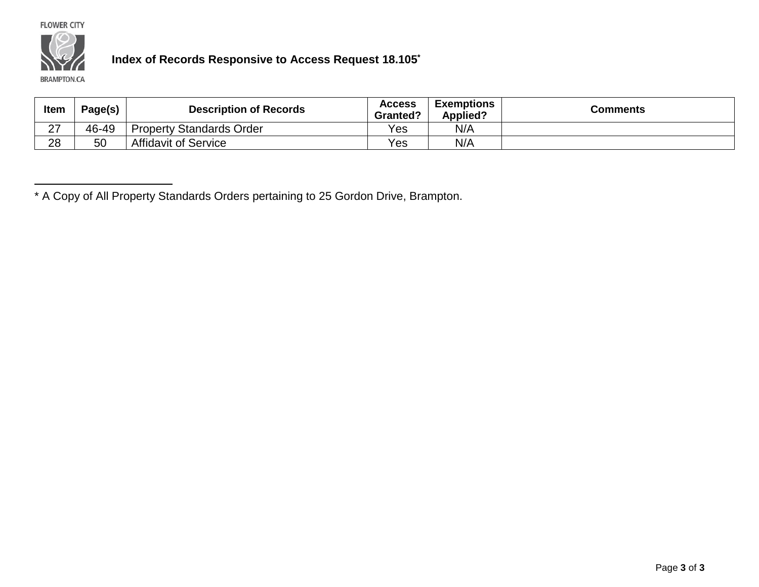FLOWER CITY

BRAMPTON.CA

# Index of Records Responsive to Access Request 18.105*

| Item | Page(s) | Description of Records | Access Granted? | Exemptions Applied? | Comments |
|---|---|---|---|---|---|
| 27 | 46-49 | Property Standards Order | Yes | N/A | |
| 28 | 50 | Affidavit of Service | Yes | N/A | |

* A Copy of All Property Standards Orders pertaining to 25 Gordon Drive, Brampton.